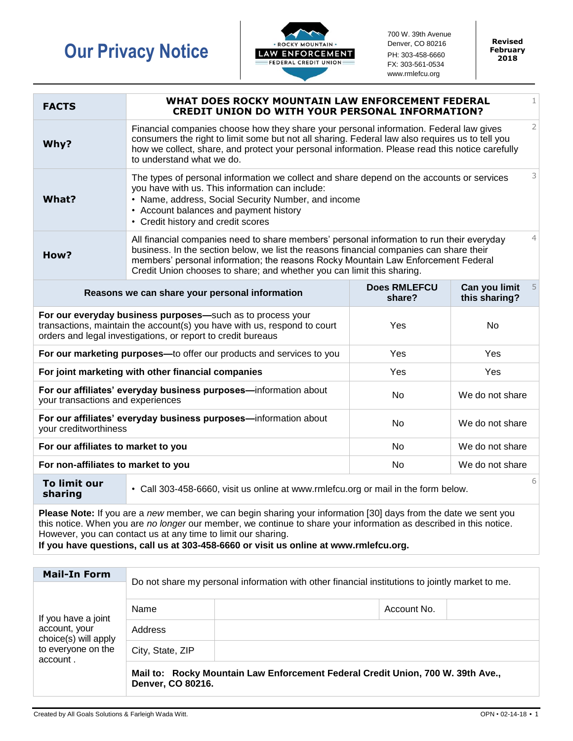# Our Privacy Notice

ROCKY MOUNTAIN LAW ENFORCEMENT FEDERAL CREDIT UNION

700 W. 39th Avenue
Denver, CO 80216
PH: 303-458-6660
FX: 303-561-0534
www.rmlefcu.org

**Revised February 2018**

| | |
|---|---|
| **FACTS** | **WHAT DOES ROCKY MOUNTAIN LAW ENFORCEMENT FEDERAL CREDIT UNION DO WITH YOUR PERSONAL INFORMATION?** |
| **Why?** | Financial companies choose how they share your personal information. Federal law gives consumers the right to limit some but not all sharing. Federal law also requires us to tell you how we collect, share, and protect your personal information. Please read this notice carefully to understand what we do. |
| **What?** | The types of personal information we collect and share depend on the accounts or services you have with us. This information can include:<br>• Name, address, Social Security Number, and income<br>• Account balances and payment history<br>• Credit history and credit scores |
| **How?** | All financial companies need to share members' personal information to run their everyday business. In the section below, we list the reasons financial companies can share their members' personal information; the reasons Rocky Mountain Law Enforcement Federal Credit Union chooses to share; and whether you can limit this sharing. |

| Reasons we can share your personal information | Does RMLEFCU share? | Can you limit this sharing? |
|---|---|---|
| **For our everyday business purposes—**such as to process your transactions, maintain the account(s) you have with us, respond to court orders and legal investigations, or report to credit bureaus | Yes | No |
| **For our marketing purposes—**to offer our products and services to you | Yes | Yes |
| **For joint marketing with other financial companies** | Yes | Yes |
| **For our affiliates' everyday business purposes—**information about your transactions and experiences | No | We do not share |
| **For our affiliates' everyday business purposes—**information about your creditworthiness | No | We do not share |
| **For our affiliates to market to you** | No | We do not share |
| **For non-affiliates to market to you** | No | We do not share |

| | |
|---|---|
| **To limit our sharing** | • Call 303-458-6660, visit us online at www.rmlefcu.org or mail in the form below. |

**Please Note:** If you are a *new* member, we can begin sharing your information [30] days from the date we sent you this notice. When you are *no longer* our member, we continue to share your information as described in this notice. However, you can contact us at any time to limit our sharing.
**If you have questions, call us at 303-458-6660 or visit us online at www.rmlefcu.org.**

| **Mail-In Form** | Do not share my personal information with other financial institutions to jointly market to me. | | | |
|---|---|---|---|---|
| If you have a joint account, your choice(s) will apply to everyone on the account . | Name | | Account No. | |
| | Address | | | |
| | City, State, ZIP | | | |
| | **Mail to: Rocky Mountain Law Enforcement Federal Credit Union, 700 W. 39th Ave., Denver, CO 80216.** | | | |

Created by All Goals Solutions & Farleigh Wada Witt.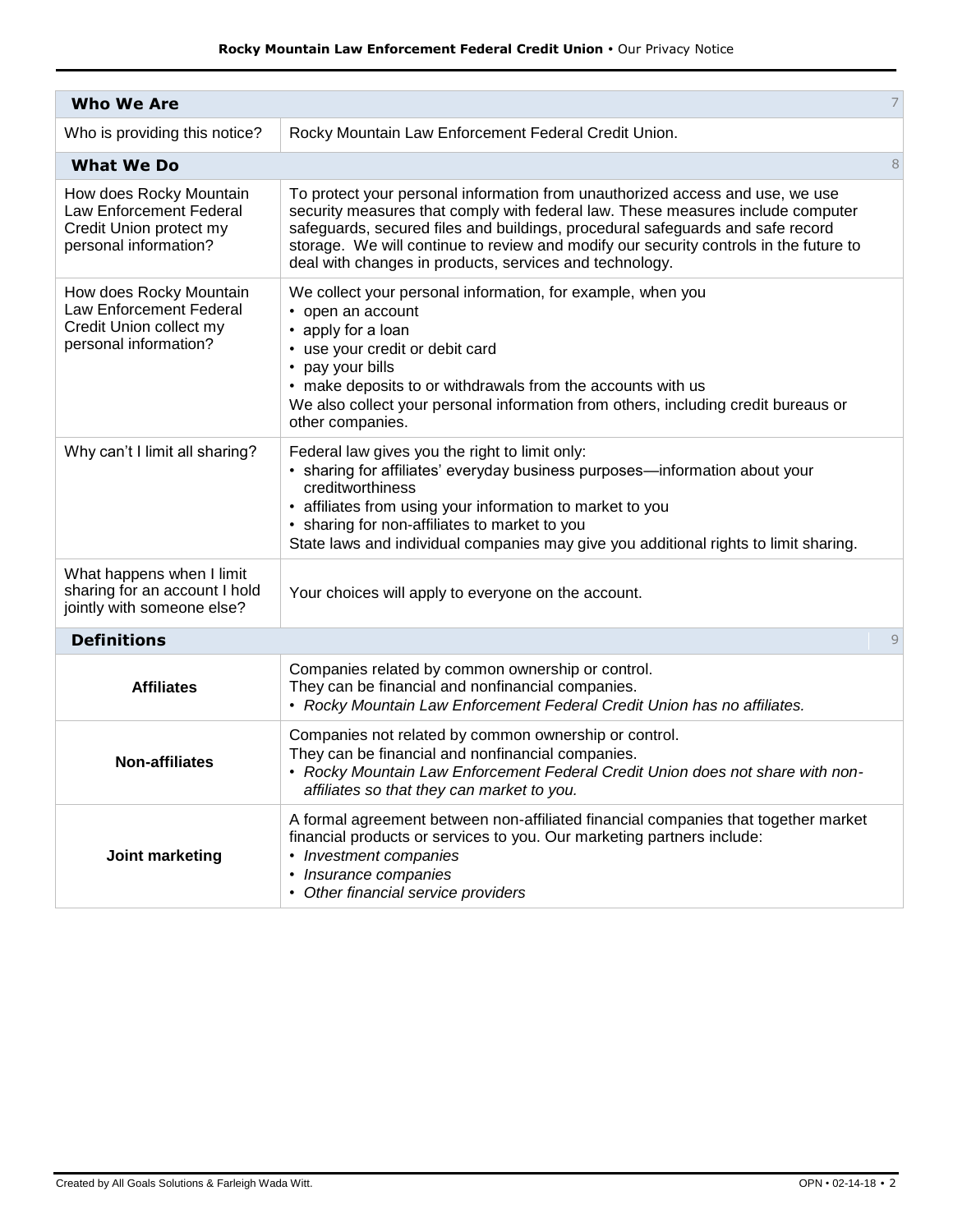| Who We Are | |
|---|---|
| Who is providing this notice? | Rocky Mountain Law Enforcement Federal Credit Union. |

| What We Do | |
|---|---|
| How does Rocky Mountain Law Enforcement Federal Credit Union protect my personal information? | To protect your personal information from unauthorized access and use, we use security measures that comply with federal law. These measures include computer safeguards, secured files and buildings, procedural safeguards and safe record storage. We will continue to review and modify our security controls in the future to deal with changes in products, services and technology. |
| How does Rocky Mountain Law Enforcement Federal Credit Union collect my personal information? | We collect your personal information, for example, when you<br>• open an account<br>• apply for a loan<br>• use your credit or debit card<br>• pay your bills<br>• make deposits to or withdrawals from the accounts with us<br>We also collect your personal information from others, including credit bureaus or other companies. |
| Why can't I limit all sharing? | Federal law gives you the right to limit only:<br>• sharing for affiliates' everyday business purposes—information about your creditworthiness<br>• affiliates from using your information to market to you<br>• sharing for non-affiliates to market to you<br>State laws and individual companies may give you additional rights to limit sharing. |
| What happens when I limit sharing for an account I hold jointly with someone else? | Your choices will apply to everyone on the account. |

| Definitions | |
|---|---|
| **Affiliates** | Companies related by common ownership or control.<br>They can be financial and nonfinancial companies.<br>• *Rocky Mountain Law Enforcement Federal Credit Union has no affiliates.* |
| **Non-affiliates** | Companies not related by common ownership or control.<br>They can be financial and nonfinancial companies.<br>• *Rocky Mountain Law Enforcement Federal Credit Union does not share with non-affiliates so that they can market to you.* |
| **Joint marketing** | A formal agreement between non-affiliated financial companies that together market financial products or services to you. Our marketing partners include:<br>• *Investment companies*<br>• *Insurance companies*<br>• *Other financial service providers* |

Created by All Goals Solutions & Farleigh Wada Witt. OPN • 02-14-18